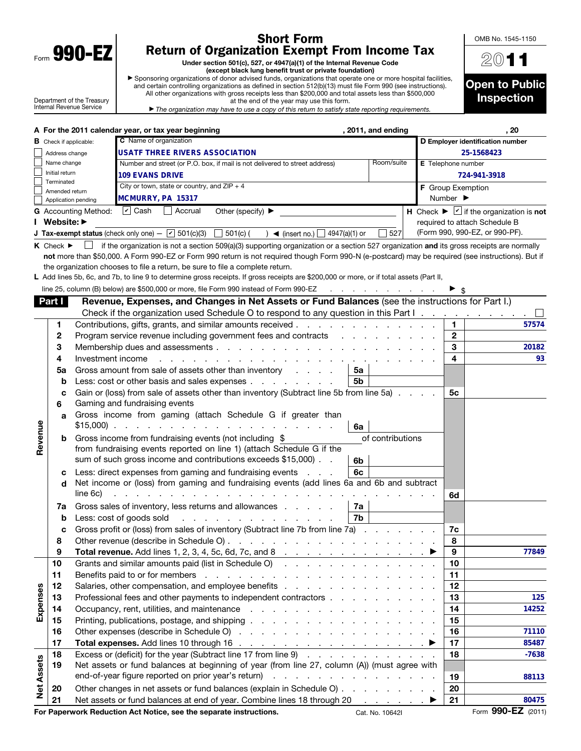Form **990-EZ**

Department of the Treasury
Internal Revenue Service

# Short Form
# Return of Organization Exempt From Income Tax

**Under section 501(c), 527, or 4947(a)(1) of the Internal Revenue Code**
**(except black lung benefit trust or private foundation)**

▶ Sponsoring organizations of donor advised funds, organizations that operate one or more hospital facilities, and certain controlling organizations as defined in section 512(b)(13) must file Form 990 (see instructions). All other organizations with gross receipts less than $200,000 and total assets less than $500,000 at the end of the year may use this form.

▶ *The organization may have to use a copy of this return to satisfy state reporting requirements.*

OMB No. 1545-1150

**2011**

**Open to Public Inspection**

**A** For the 2011 calendar year, or tax year beginning , 2011, and ending , 20

**B** Check if applicable:
- ☐ Address change
- ☐ Name change
- ☐ Initial return
- ☐ Terminated
- ☐ Amended return
- ☐ Application pending

**C** Name of organization: **USATF THREE RIVERS ASSOCIATION**

Number and street (or P.O. box, if mail is not delivered to street address): **109 EVANS DRIVE** Room/suite:

City or town, state or country, and ZIP + 4: **MCMURRY, PA 15317**

**D** Employer identification number: **25-1568423**

**E** Telephone number: **724-941-3918**

**F** Group Exemption Number ▶

**G** Accounting Method: ☑ Cash ☐ Accrual Other (specify) ▶

**H** Check ▶ ☑ if the organization is **not** required to attach Schedule B (Form 990, 990-EZ, or 990-PF).

**I Website:** ▶

**J Tax-exempt status** (check only one) — ☑ 501(c)(3) ☐ 501(c) ( ) ◀ (insert no.) ☐ 4947(a)(1) or ☐ 527

**K** Check ▶ ☐ if the organization is not a section 509(a)(3) supporting organization or a section 527 organization **and** its gross receipts are normally **not** more than $50,000. A Form 990-EZ or Form 990 return is not required though Form 990-N (e-postcard) may be required (see instructions). But if the organization chooses to file a return, be sure to file a complete return.

**L** Add lines 5b, 6c, and 7b, to line 9 to determine gross receipts. If gross receipts are $200,000 or more, or if total assets (Part II, line 25, column (B) below) are $500,000 or more, file Form 990 instead of Form 990-EZ ▶ $

## Part I — Revenue, Expenses, and Changes in Net Assets or Fund Balances (see the instructions for Part I.)

Check if the organization used Schedule O to respond to any question in this Part I ☐

| Section | Line | Description | Sub-line | Sub-amount | Line | Amount |
|---|---|---|---|---|---|---|
| Revenue | 1 | Contributions, gifts, grants, and similar amounts received | | | 1 | 57574 |
| | 2 | Program service revenue including government fees and contracts | | | 2 | |
| | 3 | Membership dues and assessments | | | 3 | 20182 |
| | 4 | Investment income | | | 4 | 93 |
| | 5a | Gross amount from sale of assets other than inventory | 5a | | | |
| | b | Less: cost or other basis and sales expenses | 5b | | | |
| | c | Gain or (loss) from sale of assets other than inventory (Subtract line 5b from line 5a) | | | 5c | |
| | 6 | Gaming and fundraising events | | | | |
| | a | Gross income from gaming (attach Schedule G if greater than $15,000) | 6a | | | |
| | b | Gross income from fundraising events (not including $ of contributions from fundraising events reported on line 1) (attach Schedule G if the sum of such gross income and contributions exceeds $15,000) | 6b | | | |
| | c | Less: direct expenses from gaming and fundraising events | 6c | | | |
| | d | Net income or (loss) from gaming and fundraising events (add lines 6a and 6b and subtract line 6c) | | | 6d | |
| | 7a | Gross sales of inventory, less returns and allowances | 7a | | | |
| | b | Less: cost of goods sold | 7b | | | |
| | c | Gross profit or (loss) from sales of inventory (Subtract line 7b from line 7a) | | | 7c | |
| | 8 | Other revenue (describe in Schedule O) | | | 8 | |
| | 9 | **Total revenue.** Add lines 1, 2, 3, 4, 5c, 6d, 7c, and 8 ▶ | | | 9 | 77849 |
| Expenses | 10 | Grants and similar amounts paid (list in Schedule O) | | | 10 | |
| | 11 | Benefits paid to or for members | | | 11 | |
| | 12 | Salaries, other compensation, and employee benefits | | | 12 | |
| | 13 | Professional fees and other payments to independent contractors | | | 13 | 125 |
| | 14 | Occupancy, rent, utilities, and maintenance | | | 14 | 14252 |
| | 15 | Printing, publications, postage, and shipping | | | 15 | |
| | 16 | Other expenses (describe in Schedule O) | | | 16 | 71110 |
| | 17 | **Total expenses.** Add lines 10 through 16 ▶ | | | 17 | 85487 |
| Net Assets | 18 | Excess or (deficit) for the year (Subtract line 17 from line 9) | | | 18 | -7638 |
| | 19 | Net assets or fund balances at beginning of year (from line 27, column (A)) (must agree with end-of-year figure reported on prior year's return) | | | 19 | 88113 |
| | 20 | Other changes in net assets or fund balances (explain in Schedule O) | | | 20 | |
| | 21 | Net assets or fund balances at end of year. Combine lines 18 through 20 ▶ | | | 21 | 80475 |

**For Paperwork Reduction Act Notice, see the separate instructions.** Cat. No. 10642I Form **990-EZ** (2011)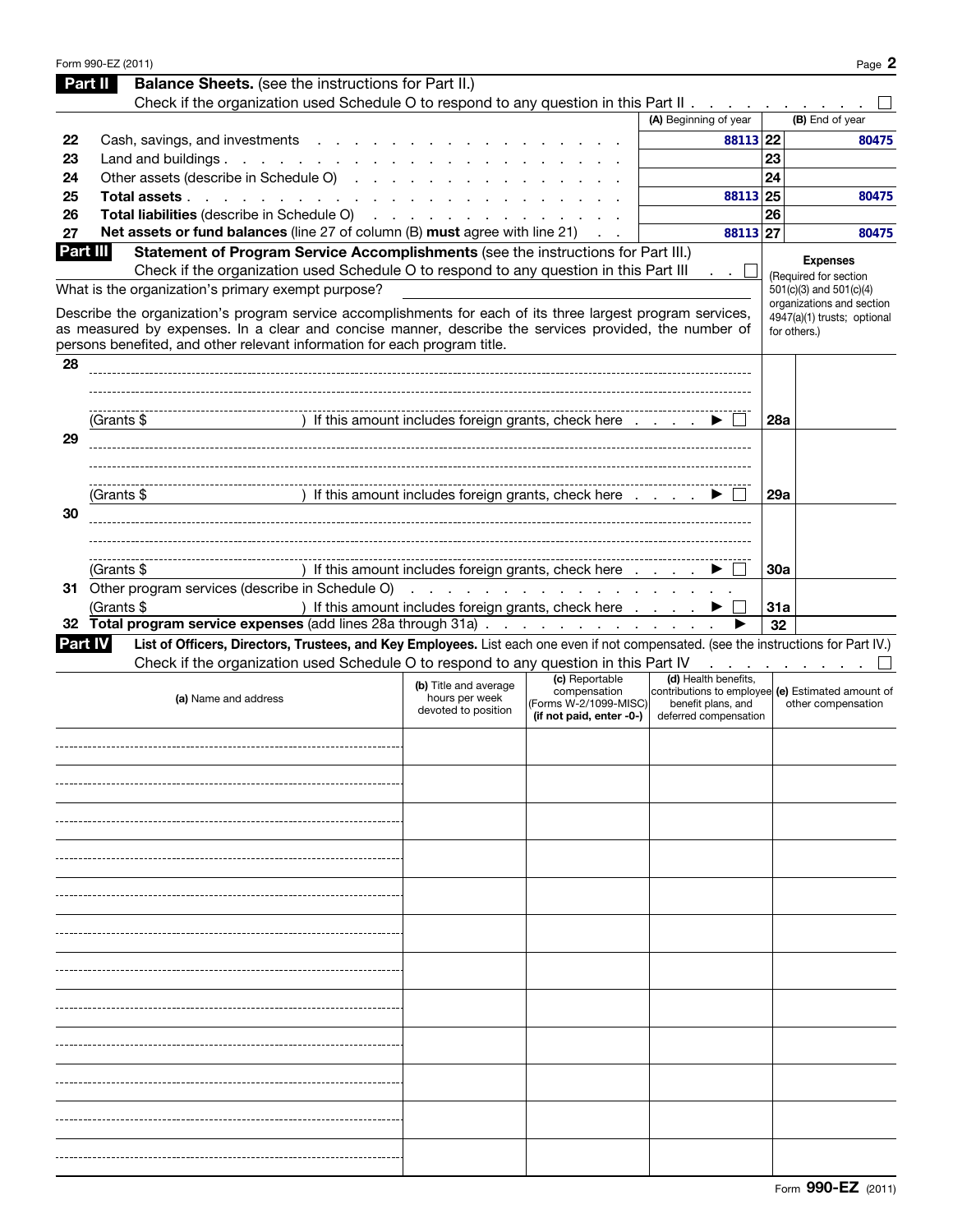## Part II Balance Sheets. (see the instructions for Part II.)

Check if the organization used Schedule O to respond to any question in this Part II . . . . . . . . . . ☐

| | | (A) Beginning of year | | (B) End of year |
|---|---|---|---|---|
| 22 | Cash, savings, and investments | 88113 | 22 | 80475 |
| 23 | Land and buildings | | 23 | |
| 24 | Other assets (describe in Schedule O) | | 24 | |
| 25 | **Total assets** | 88113 | 25 | 80475 |
| 26 | **Total liabilities** (describe in Schedule O) | | 26 | |
| 27 | **Net assets or fund balances** (line 27 of column (B) **must** agree with line 21) | 88113 | 27 | 80475 |

## Part III Statement of Program Service Accomplishments (see the instructions for Part III.)

Check if the organization used Schedule O to respond to any question in this Part III . . ☐

**Expenses** (Required for section 501(c)(3) and 501(c)(4) organizations and section 4947(a)(1) trusts; optional for others.)

What is the organization's primary exempt purpose?

Describe the organization's program service accomplishments for each of its three largest program services, as measured by expenses. In a clear and concise manner, describe the services provided, the number of persons benefited, and other relevant information for each program title.

| | | | |
|---|---|---|---|
| 28 | (Grants $ ) If this amount includes foreign grants, check here ▶ ☐ | 28a | |
| 29 | (Grants $ ) If this amount includes foreign grants, check here ▶ ☐ | 29a | |
| 30 | (Grants $ ) If this amount includes foreign grants, check here ▶ ☐ | 30a | |
| 31 | Other program services (describe in Schedule O) (Grants $ ) If this amount includes foreign grants, check here ▶ ☐ | 31a | |
| 32 | **Total program service expenses** (add lines 28a through 31a) ▶ | 32 | |

## Part IV List of Officers, Directors, Trustees, and Key Employees. List each one even if not compensated. (see the instructions for Part IV.)

Check if the organization used Schedule O to respond to any question in this Part IV . . . . . . . . . . ☐

| (a) Name and address | (b) Title and average hours per week devoted to position | (c) Reportable compensation (Forms W-2/1099-MISC) (if not paid, enter -0-) | (d) Health benefits, contributions to employee benefit plans, and deferred compensation | (e) Estimated amount of other compensation |
|---|---|---|---|---|
| | | | | |
| | | | | |
| | | | | |
| | | | | |
| | | | | |
| | | | | |
| | | | | |
| | | | | |
| | | | | |
| | | | | |
| | | | | |
| | | | | |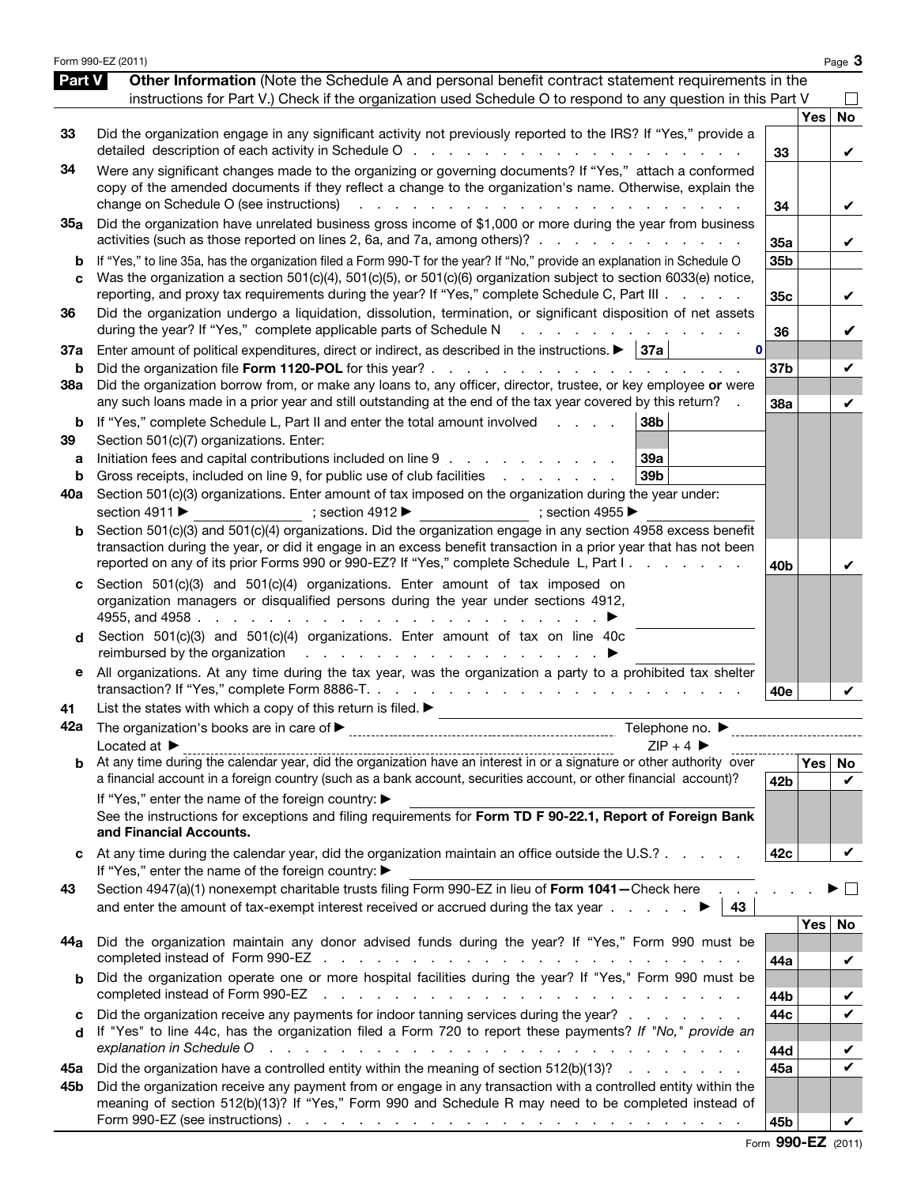## Part V Other Information

(Note the Schedule A and personal benefit contract statement requirements in the instructions for Part V.) Check if the organization used Schedule O to respond to any question in this Part V ☐

| | | | | Yes | No |
|---|---|---|---|---|---|
| 33 | Did the organization engage in any significant activity not previously reported to the IRS? If "Yes," provide a detailed description of each activity in Schedule O | | 33 | | ✔ |
| 34 | Were any significant changes made to the organizing or governing documents? If "Yes," attach a conformed copy of the amended documents if they reflect a change to the organization's name. Otherwise, explain the change on Schedule O (see instructions) | | 34 | | ✔ |
| 35a | Did the organization have unrelated business gross income of $1,000 or more during the year from business activities (such as those reported on lines 2, 6a, and 7a, among others)? | | 35a | | ✔ |
| b | If "Yes," to line 35a, has the organization filed a Form 990-T for the year? If "No," provide an explanation in Schedule O | | 35b | | |
| c | Was the organization a section 501(c)(4), 501(c)(5), or 501(c)(6) organization subject to section 6033(e) notice, reporting, and proxy tax requirements during the year? If "Yes," complete Schedule C, Part III | | 35c | | ✔ |
| 36 | Did the organization undergo a liquidation, dissolution, termination, or significant disposition of net assets during the year? If "Yes," complete applicable parts of Schedule N | | 36 | | ✔ |
| 37a | Enter amount of political expenditures, direct or indirect, as described in the instructions. ▶ | 37a 0 | | | |
| b | Did the organization file **Form 1120-POL** for this year? | | 37b | | ✔ |
| 38a | Did the organization borrow from, or make any loans to, any officer, director, trustee, or key employee **or** were any such loans made in a prior year and still outstanding at the end of the tax year covered by this return? | | 38a | | ✔ |
| b | If "Yes," complete Schedule L, Part II and enter the total amount involved | 38b | | | |
| 39 | Section 501(c)(7) organizations. Enter: | | | | |
| a | Initiation fees and capital contributions included on line 9 | 39a | | | |
| b | Gross receipts, included on line 9, for public use of club facilities | 39b | | | |
| 40a | Section 501(c)(3) organizations. Enter amount of tax imposed on the organization during the year under: section 4911 ▶ ; section 4912 ▶ ; section 4955 ▶ | | | | |
| b | Section 501(c)(3) and 501(c)(4) organizations. Did the organization engage in any section 4958 excess benefit transaction during the year, or did it engage in an excess benefit transaction in a prior year that has not been reported on any of its prior Forms 990 or 990-EZ? If "Yes," complete Schedule L, Part I | | 40b | | ✔ |
| c | Section 501(c)(3) and 501(c)(4) organizations. Enter amount of tax imposed on organization managers or disqualified persons during the year under sections 4912, 4955, and 4958 ▶ | | | | |
| d | Section 501(c)(3) and 501(c)(4) organizations. Enter amount of tax on line 40c reimbursed by the organization ▶ | | | | |
| e | All organizations. At any time during the tax year, was the organization a party to a prohibited tax shelter transaction? If "Yes," complete Form 8886-T | | 40e | | ✔ |

**41** List the states with which a copy of this return is filed. ▶

**42a** The organization's books are in care of ▶ Telephone no. ▶

Located at ▶ ZIP + 4 ▶

| | | | Yes | No |
|---|---|---|---|---|
| b | At any time during the calendar year, did the organization have an interest in or a signature or other authority over a financial account in a foreign country (such as a bank account, securities account, or other financial account)? If "Yes," enter the name of the foreign country: ▶ See the instructions for exceptions and filing requirements for **Form TD F 90-22.1, Report of Foreign Bank and Financial Accounts.** | 42b | | ✔ |
| c | At any time during the calendar year, did the organization maintain an office outside the U.S.? If "Yes," enter the name of the foreign country: ▶ | 42c | | ✔ |

**43** Section 4947(a)(1) nonexempt charitable trusts filing Form 990-EZ in lieu of **Form 1041**—Check here ▶ ☐ and enter the amount of tax-exempt interest received or accrued during the tax year ▶ | 43 |

| | | | Yes | No |
|---|---|---|---|---|
| 44a | Did the organization maintain any donor advised funds during the year? If "Yes," Form 990 must be completed instead of Form 990-EZ | 44a | | ✔ |
| b | Did the organization operate one or more hospital facilities during the year? If "Yes," Form 990 must be completed instead of Form 990-EZ | 44b | | ✔ |
| c | Did the organization receive any payments for indoor tanning services during the year? | 44c | | ✔ |
| d | If "Yes" to line 44c, has the organization filed a Form 720 to report these payments? *If "No," provide an explanation in Schedule O* | 44d | | ✔ |
| 45a | Did the organization have a controlled entity within the meaning of section 512(b)(13)? | 45a | | ✔ |
| 45b | Did the organization receive any payment from or engage in any transaction with a controlled entity within the meaning of section 512(b)(13)? If "Yes," Form 990 and Schedule R may need to be completed instead of Form 990-EZ (see instructions) | 45b | | ✔ |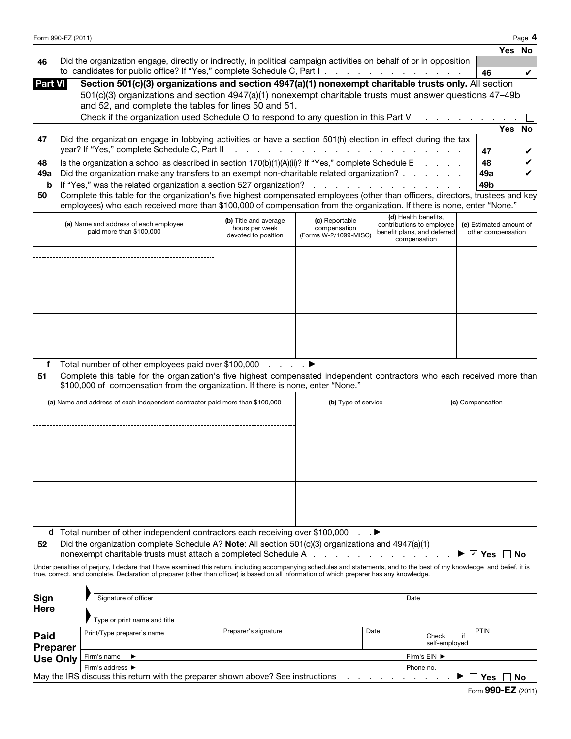| | | | Yes | No |
|---|---|---|---|---|
| 46 | Did the organization engage, directly or indirectly, in political campaign activities on behalf of or in opposition to candidates for public office? If "Yes," complete Schedule C, Part I | 46 | | ✔ |

**Part VI** **Section 501(c)(3) organizations and section 4947(a)(1) nonexempt charitable trusts only.** All section 501(c)(3) organizations and section 4947(a)(1) nonexempt charitable trusts must answer questions 47–49b and 52, and complete the tables for lines 50 and 51.

Check if the organization used Schedule O to respond to any question in this Part VI ☐

| | | | Yes | No |
|---|---|---|---|---|
| 47 | Did the organization engage in lobbying activities or have a section 501(h) election in effect during the tax year? If "Yes," complete Schedule C, Part II | 47 | | ✔ |
| 48 | Is the organization a school as described in section 170(b)(1)(A)(ii)? If "Yes," complete Schedule E | 48 | | ✔ |
| 49a | Did the organization make any transfers to an exempt non-charitable related organization? | 49a | | ✔ |
| b | If "Yes," was the related organization a section 527 organization? | 49b | | |

**50** Complete this table for the organization's five highest compensated employees (other than officers, directors, trustees and key employees) who each received more than $100,000 of compensation from the organization. If there is none, enter "None."

| (a) Name and address of each employee paid more than $100,000 | (b) Title and average hours per week devoted to position | (c) Reportable compensation (Forms W-2/1099-MISC) | (d) Health benefits, contributions to employee benefit plans, and deferred compensation | (e) Estimated amount of other compensation |
|---|---|---|---|---|
| | | | | |
| | | | | |
| | | | | |
| | | | | |
| | | | | |

**f** Total number of other employees paid over $100,000 ▶

**51** Complete this table for the organization's five highest compensated independent contractors who each received more than $100,000 of compensation from the organization. If there is none, enter "None."

| (a) Name and address of each independent contractor paid more than $100,000 | (b) Type of service | (c) Compensation |
|---|---|---|
| | | |
| | | |
| | | |
| | | |
| | | |

**d** Total number of other independent contractors each receiving over $100,000 ▶

**52** Did the organization complete Schedule A? **Note**: All section 501(c)(3) organizations and 4947(a)(1) nonexempt charitable trusts must attach a completed Schedule A ▶ ☑ Yes ☐ No

Under penalties of perjury, I declare that I have examined this return, including accompanying schedules and statements, and to the best of my knowledge and belief, it is true, correct, and complete. Declaration of preparer (other than officer) is based on all information of which preparer has any knowledge.

**Sign Here**

▶ Signature of officer | Date

▶ Type or print name and title

**Paid Preparer Use Only**

| Print/Type preparer's name | Preparer's signature | Date | Check ☐ if self-employed | PTIN |
|---|---|---|---|---|
| Firm's name ▶ | | | Firm's EIN ▶ | |
| Firm's address ▶ | | | Phone no. | |

May the IRS discuss this return with the preparer shown above? See instructions ▶ ☐ Yes ☐ No

Form **990-EZ** (2011)